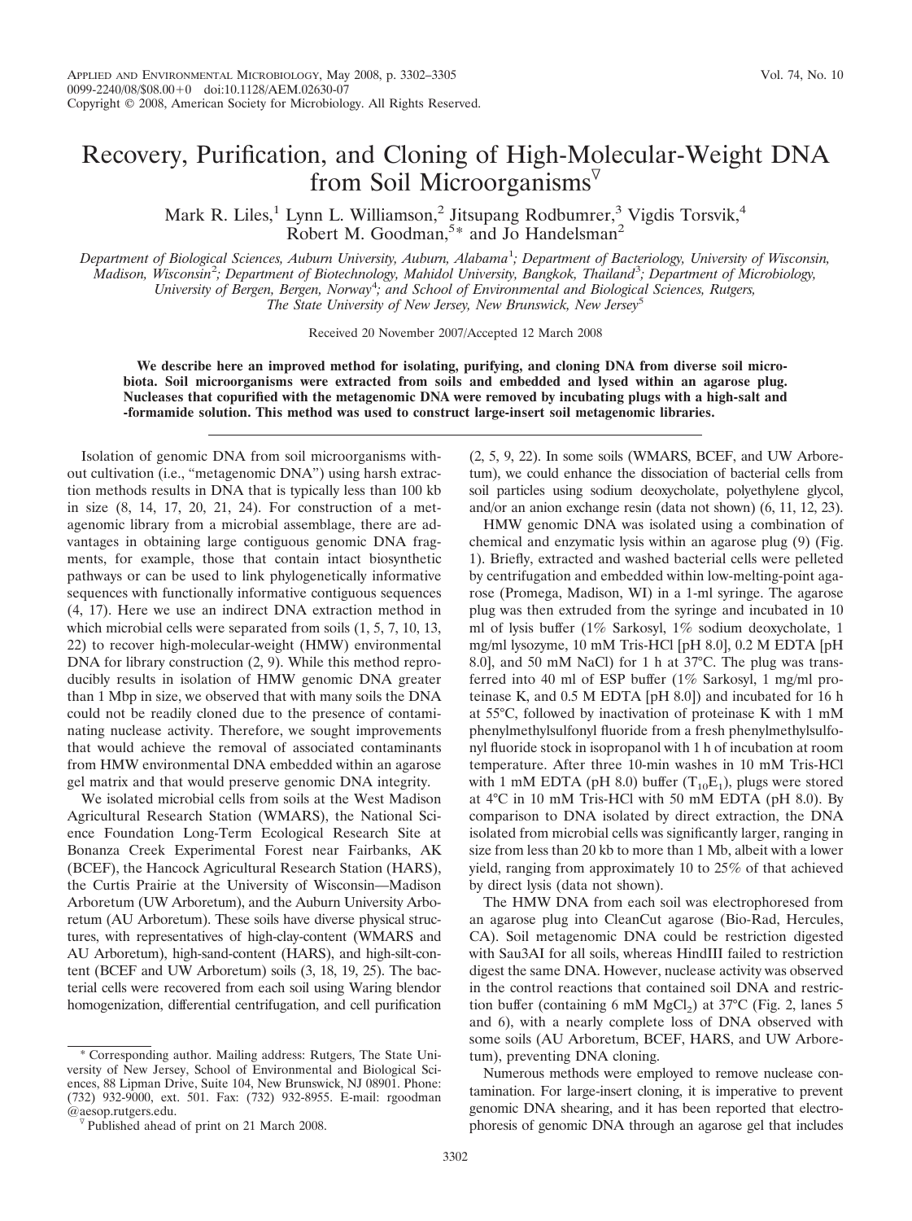# Recovery, Purification, and Cloning of High-Molecular-Weight DNA from Soil Microorganisms[▽]

Mark R. Liles,[1] Lynn L. Williamson,[2] Jitsupang Rodbumrer,[3] Vigdis Torsvik,[4] Robert M. Goodman,[5]* and Jo Handelsman[2]

*Department of Biological Sciences, Auburn University, Auburn, Alabama[1]; Department of Bacteriology, University of Wisconsin, Madison, Wisconsin[2]; Department of Biotechnology, Mahidol University, Bangkok, Thailand[3]; Department of Microbiology, University of Bergen, Bergen, Norway[4]; and School of Environmental and Biological Sciences, Rutgers, The State University of New Jersey, New Brunswick, New Jersey[5]*

Received 20 November 2007/Accepted 12 March 2008

**We describe here an improved method for isolating, purifying, and cloning DNA from diverse soil microbiota. Soil microorganisms were extracted from soils and embedded and lysed within an agarose plug. Nucleases that copurified with the metagenomic DNA were removed by incubating plugs with a high-salt and -formamide solution. This method was used to construct large-insert soil metagenomic libraries.**

Isolation of genomic DNA from soil microorganisms without cultivation (i.e., "metagenomic DNA") using harsh extraction methods results in DNA that is typically less than 100 kb in size (8, 14, 17, 20, 21, 24). For construction of a metagenomic library from a microbial assemblage, there are advantages in obtaining large contiguous genomic DNA fragments, for example, those that contain intact biosynthetic pathways or can be used to link phylogenetically informative sequences with functionally informative contiguous sequences (4, 17). Here we use an indirect DNA extraction method in which microbial cells were separated from soils (1, 5, 7, 10, 13, 22) to recover high-molecular-weight (HMW) environmental DNA for library construction (2, 9). While this method reproducibly results in isolation of HMW genomic DNA greater than 1 Mbp in size, we observed that with many soils the DNA could not be readily cloned due to the presence of contaminating nuclease activity. Therefore, we sought improvements that would achieve the removal of associated contaminants from HMW environmental DNA embedded within an agarose gel matrix and that would preserve genomic DNA integrity.

We isolated microbial cells from soils at the West Madison Agricultural Research Station (WMARS), the National Science Foundation Long-Term Ecological Research Site at Bonanza Creek Experimental Forest near Fairbanks, AK (BCEF), the Hancock Agricultural Research Station (HARS), the Curtis Prairie at the University of Wisconsin—Madison Arboretum (UW Arboretum), and the Auburn University Arboretum (AU Arboretum). These soils have diverse physical structures, with representatives of high-clay-content (WMARS and AU Arboretum), high-sand-content (HARS), and high-silt-content (BCEF and UW Arboretum) soils (3, 18, 19, 25). The bacterial cells were recovered from each soil using Waring blendor homogenization, differential centrifugation, and cell purification (2, 5, 9, 22). In some soils (WMARS, BCEF, and UW Arboretum), we could enhance the dissociation of bacterial cells from soil particles using sodium deoxycholate, polyethylene glycol, and/or an anion exchange resin (data not shown) (6, 11, 12, 23).

HMW genomic DNA was isolated using a combination of chemical and enzymatic lysis within an agarose plug (9) (Fig. 1). Briefly, extracted and washed bacterial cells were pelleted by centrifugation and embedded within low-melting-point agarose (Promega, Madison, WI) in a 1-ml syringe. The agarose plug was then extruded from the syringe and incubated in 10 ml of lysis buffer (1% Sarkosyl, 1% sodium deoxycholate, 1 mg/ml lysozyme, 10 mM Tris-HCl [pH 8.0], 0.2 M EDTA [pH 8.0], and 50 mM NaCl) for 1 h at 37°C. The plug was transferred into 40 ml of ESP buffer (1% Sarkosyl, 1 mg/ml proteinase K, and 0.5 M EDTA [pH 8.0]) and incubated for 16 h at 55°C, followed by inactivation of proteinase K with 1 mM phenylmethylsulfonyl fluoride from a fresh phenylmethylsulfonyl fluoride stock in isopropanol with 1 h of incubation at room temperature. After three 10-min washes in 10 mM Tris-HCl with 1 mM EDTA (pH 8.0) buffer ($T_{10}E_1$), plugs were stored at 4°C in 10 mM Tris-HCl with 50 mM EDTA (pH 8.0). By comparison to DNA isolated by direct extraction, the DNA isolated from microbial cells was significantly larger, ranging in size from less than 20 kb to more than 1 Mb, albeit with a lower yield, ranging from approximately 10 to 25% of that achieved by direct lysis (data not shown).

The HMW DNA from each soil was electrophoresed from an agarose plug into CleanCut agarose (Bio-Rad, Hercules, CA). Soil metagenomic DNA could be restriction digested with Sau3AI for all soils, whereas HindIII failed to restriction digest the same DNA. However, nuclease activity was observed in the control reactions that contained soil DNA and restriction buffer (containing 6 mM $MgCl_2$) at 37°C (Fig. 2, lanes 5 and 6), with a nearly complete loss of DNA observed with some soils (AU Arboretum, BCEF, HARS, and UW Arboretum), preventing DNA cloning.

Numerous methods were employed to remove nuclease contamination. For large-insert cloning, it is imperative to prevent genomic DNA shearing, and it has been reported that electrophoresis of genomic DNA through an agarose gel that includes

\* Corresponding author. Mailing address: Rutgers, The State University of New Jersey, School of Environmental and Biological Sciences, 88 Lipman Drive, Suite 104, New Brunswick, NJ 08901. Phone: (732) 932-9000, ext. 501. Fax: (732) 932-8955. E-mail: rgoodman@aesop.rutgers.edu.

▽ Published ahead of print on 21 March 2008.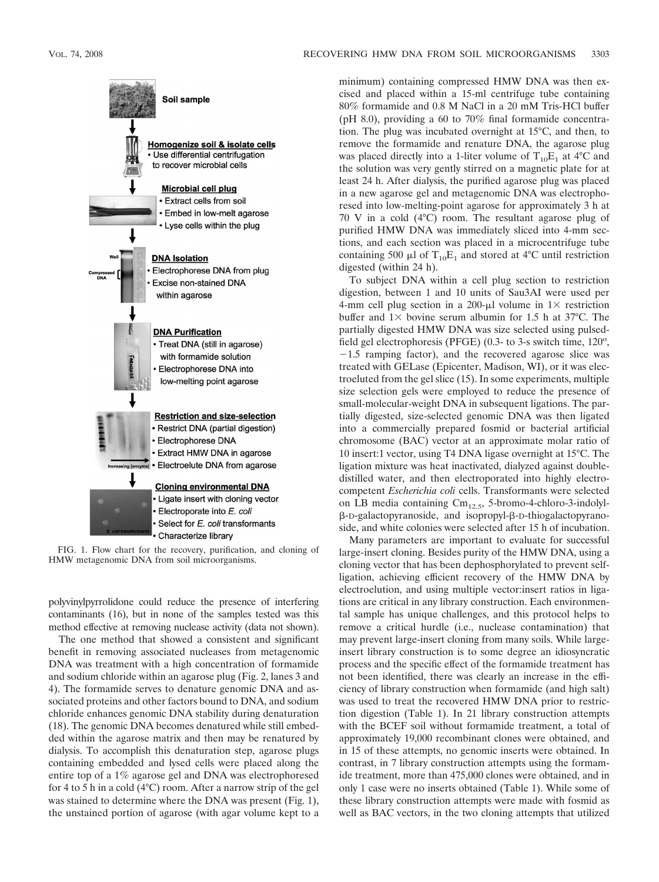Soil sample

Homogenize soil & isolate cells
- Use differential centrifugation to recover microbial cells

Microbial cell plug
- Extract cells from soil
- Embed in low-melt agarose
- Lyse cells within the plug

DNA Isolation
- Electrophorese DNA from plug
- Excise non-stained DNA within agarose

DNA Purification
- Treat DNA (still in agarose) with formamide solution
- Electrophorese DNA into low-melting point agarose

Restriction and size-selection
- Restrict DNA (partial digestion)
- Electrophorese DNA
- Extract HMW DNA in agarose
- Electroelute DNA from agarose

Cloning environmental DNA
- Ligate insert with cloning vector
- Electroporate into *E. coli*
- Select for *E. coli* transformants
- Characterize library

FIG. 1. Flow chart for the recovery, purification, and cloning of HMW metagenomic DNA from soil microorganisms.

polyvinylpyrrolidone could reduce the presence of interfering contaminants (16), but in none of the samples tested was this method effective at removing nuclease activity (data not shown).

The one method that showed a consistent and significant benefit in removing associated nucleases from metagenomic DNA was treatment with a high concentration of formamide and sodium chloride within an agarose plug (Fig. 2, lanes 3 and 4). The formamide serves to denature genomic DNA and associated proteins and other factors bound to DNA, and sodium chloride enhances genomic DNA stability during denaturation (18). The genomic DNA becomes denatured while still embedded within the agarose matrix and then may be renatured by dialysis. To accomplish this denaturation step, agarose plugs containing embedded and lysed cells were placed along the entire top of a 1% agarose gel and DNA was electrophoresed for 4 to 5 h in a cold (4°C) room. After a narrow strip of the gel was stained to determine where the DNA was present (Fig. 1), the unstained portion of agarose (with agar volume kept to a minimum) containing compressed HMW DNA was then excised and placed within a 15-ml centrifuge tube containing 80% formamide and 0.8 M NaCl in a 20 mM Tris-HCl buffer (pH 8.0), providing a 60 to 70% final formamide concentration. The plug was incubated overnight at 15°C, and then, to remove the formamide and renature DNA, the agarose plug was placed directly into a 1-liter volume of $T_{10}E_1$ at 4°C and the solution was very gently stirred on a magnetic plate for at least 24 h. After dialysis, the purified agarose plug was placed in a new agarose gel and metagenomic DNA was electrophoresed into low-melting-point agarose for approximately 3 h at 70 V in a cold (4°C) room. The resultant agarose plug of purified HMW DNA was immediately sliced into 4-mm sections, and each section was placed in a microcentrifuge tube containing 500 μl of $T_{10}E_1$ and stored at 4°C until restriction digested (within 24 h).

To subject DNA within a cell plug section to restriction digestion, between 1 and 10 units of Sau3AI were used per 4-mm cell plug section in a 200-μl volume in 1× restriction buffer and 1× bovine serum albumin for 1.5 h at 37°C. The partially digested HMW DNA was size selected using pulsed-field gel electrophoresis (PFGE) (0.3- to 3-s switch time, 120°, −1.5 ramping factor), and the recovered agarose slice was treated with GELase (Epicenter, Madison, WI), or it was electroeluted from the gel slice (15). In some experiments, multiple size selection gels were employed to reduce the presence of small-molecular-weight DNA in subsequent ligations. The partially digested, size-selected genomic DNA was then ligated into a commercially prepared fosmid or bacterial artificial chromosome (BAC) vector at an approximate molar ratio of 10 insert:1 vector, using T4 DNA ligase overnight at 15°C. The ligation mixture was heat inactivated, dialyzed against double-distilled water, and then electroporated into highly electrocompetent *Escherichia coli* cells. Transformants were selected on LB media containing $Cm_{12.5}$, 5-bromo-4-chloro-3-indolyl-β-D-galactopyranoside, and isopropyl-β-D-thiogalactopyranoside, and white colonies were selected after 15 h of incubation.

Many parameters are important to evaluate for successful large-insert cloning. Besides purity of the HMW DNA, using a cloning vector that has been dephosphorylated to prevent self-ligation, achieving efficient recovery of the HMW DNA by electroelution, and using multiple vector:insert ratios in ligations are critical in any library construction. Each environmental sample has unique challenges, and this protocol helps to remove a critical hurdle (i.e., nuclease contamination) that may prevent large-insert cloning from many soils. While large-insert library construction is to some degree an idiosyncratic process and the specific effect of the formamide treatment has not been identified, there was clearly an increase in the efficiency of library construction when formamide (and high salt) was used to treat the recovered HMW DNA prior to restriction digestion (Table 1). In 21 library construction attempts with the BCEF soil without formamide treatment, a total of approximately 19,000 recombinant clones were obtained, and in 15 of these attempts, no genomic inserts were obtained. In contrast, in 7 library construction attempts using the formamide treatment, more than 475,000 clones were obtained, and in only 1 case were no inserts obtained (Table 1). While some of these library construction attempts were made with fosmid as well as BAC vectors, in the two cloning attempts that utilized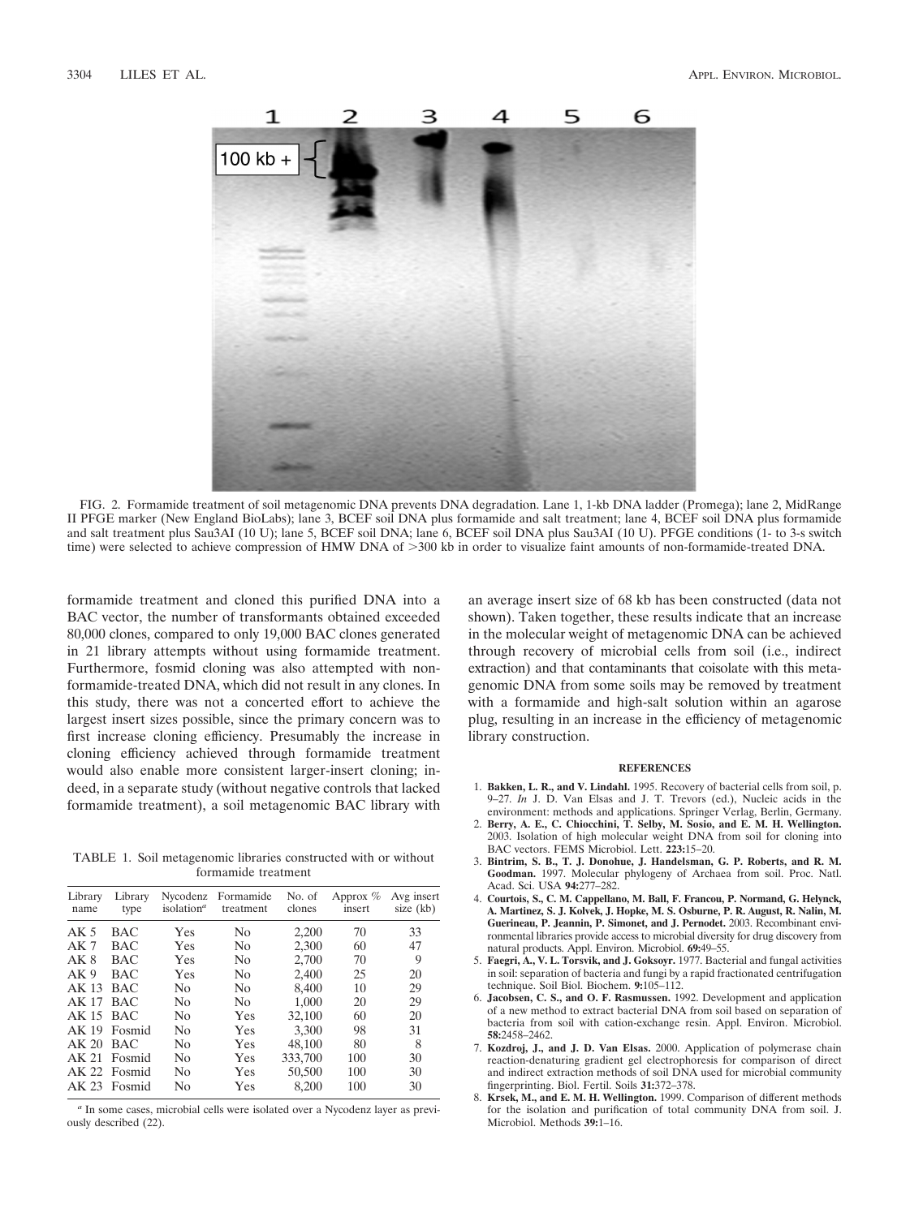FIG. 2. Formamide treatment of soil metagenomic DNA prevents DNA degradation. Lane 1, 1-kb DNA ladder (Promega); lane 2, MidRange II PFGE marker (New England BioLabs); lane 3, BCEF soil DNA plus formamide and salt treatment; lane 4, BCEF soil DNA plus formamide and salt treatment plus Sau3AI (10 U); lane 5, BCEF soil DNA; lane 6, BCEF soil DNA plus Sau3AI (10 U). PFGE conditions (1- to 3-s switch time) were selected to achieve compression of HMW DNA of >300 kb in order to visualize faint amounts of non-formamide-treated DNA.

formamide treatment and cloned this purified DNA into a BAC vector, the number of transformants obtained exceeded 80,000 clones, compared to only 19,000 BAC clones generated in 21 library attempts without using formamide treatment. Furthermore, fosmid cloning was also attempted with non-formamide-treated DNA, which did not result in any clones. In this study, there was not a concerted effort to achieve the largest insert sizes possible, since the primary concern was to first increase cloning efficiency. Presumably the increase in cloning efficiency achieved through formamide treatment would also enable more consistent larger-insert cloning; indeed, in a separate study (without negative controls that lacked formamide treatment), a soil metagenomic BAC library with an average insert size of 68 kb has been constructed (data not shown). Taken together, these results indicate that an increase in the molecular weight of metagenomic DNA can be achieved through recovery of microbial cells from soil (i.e., indirect extraction) and that contaminants that coisolate with this metagenomic DNA from some soils may be removed by treatment with a formamide and high-salt solution within an agarose plug, resulting in an increase in the efficiency of metagenomic library construction.

TABLE 1. Soil metagenomic libraries constructed with or without formamide treatment

| Library name | Library type | Nycodenz isolation[a] | Formamide treatment | No. of clones | Approx % insert | Avg insert size (kb) |
|---|---|---|---|---|---|---|
| AK 5 | BAC | Yes | No | 2,200 | 70 | 33 |
| AK 7 | BAC | Yes | No | 2,300 | 60 | 47 |
| AK 8 | BAC | Yes | No | 2,700 | 70 | 9 |
| AK 9 | BAC | Yes | No | 2,400 | 25 | 20 |
| AK 13 | BAC | No | No | 8,400 | 10 | 29 |
| AK 17 | BAC | No | No | 1,000 | 20 | 29 |
| AK 15 | BAC | No | Yes | 32,100 | 60 | 20 |
| AK 19 | Fosmid | No | Yes | 3,300 | 98 | 31 |
| AK 20 | BAC | No | Yes | 48,100 | 80 | 8 |
| AK 21 | Fosmid | No | Yes | 333,700 | 100 | 30 |
| AK 22 | Fosmid | No | Yes | 50,500 | 100 | 30 |
| AK 23 | Fosmid | No | Yes | 8,200 | 100 | 30 |

[a] In some cases, microbial cells were isolated over a Nycodenz layer as previously described (22).

## REFERENCES

1. **Bakken, L. R., and V. Lindahl.** 1995. Recovery of bacterial cells from soil, p. 9–27. *In* J. D. Van Elsas and J. T. Trevors (ed.), Nucleic acids in the environment: methods and applications. Springer Verlag, Berlin, Germany.
2. **Berry, A. E., C. Chiocchini, T. Selby, M. Sosio, and E. M. H. Wellington.** 2003. Isolation of high molecular weight DNA from soil for cloning into BAC vectors. FEMS Microbiol. Lett. **223:**15–20.
3. **Bintrim, S. B., T. J. Donohue, J. Handelsman, G. P. Roberts, and R. M. Goodman.** 1997. Molecular phylogeny of Archaea from soil. Proc. Natl. Acad. Sci. USA **94:**277–282.
4. **Courtois, S., C. M. Cappellano, M. Ball, F. Francou, P. Normand, G. Helynck, A. Martinez, S. J. Kolvek, J. Hopke, M. S. Osburne, P. R. August, R. Nalin, M. Guerineau, P. Jeannin, P. Simonet, and J. Pernodet.** 2003. Recombinant environmental libraries provide access to microbial diversity for drug discovery from natural products. Appl. Environ. Microbiol. **69:**49–55.
5. **Faegri, A., V. L. Torsvik, and J. Goksoyr.** 1977. Bacterial and fungal activities in soil: separation of bacteria and fungi by a rapid fractionated centrifugation technique. Soil Biol. Biochem. **9:**105–112.
6. **Jacobsen, C. S., and O. F. Rasmussen.** 1992. Development and application of a new method to extract bacterial DNA from soil based on separation of bacteria from soil with cation-exchange resin. Appl. Environ. Microbiol. **58:**2458–2462.
7. **Kozdroj, J., and J. D. Van Elsas.** 2000. Application of polymerase chain reaction-denaturing gradient gel electrophoresis for comparison of direct and indirect extraction methods of soil DNA used for microbial community fingerprinting. Biol. Fertil. Soils **31:**372–378.
8. **Krsek, M., and E. M. H. Wellington.** 1999. Comparison of different methods for the isolation and purification of total community DNA from soil. J. Microbiol. Methods **39:**1–16.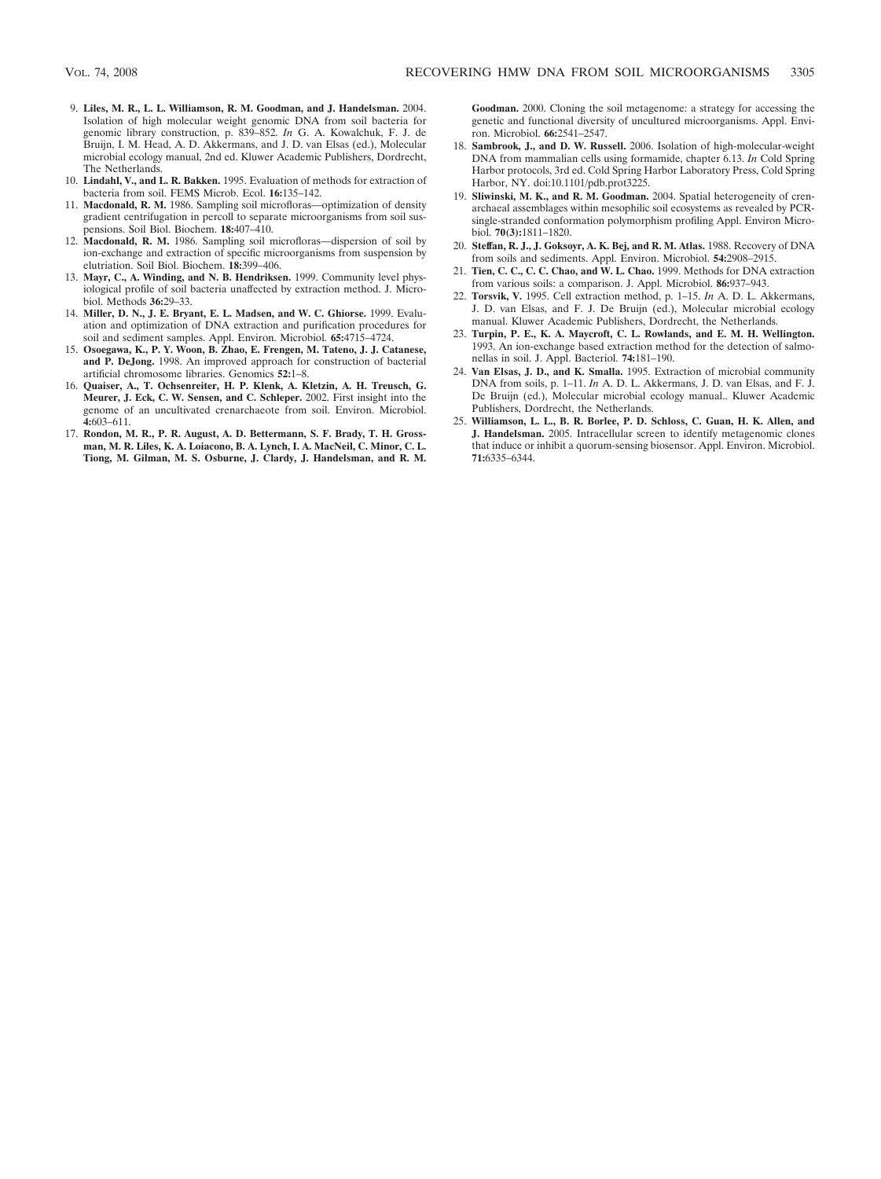9. **Liles, M. R., L. L. Williamson, R. M. Goodman, and J. Handelsman.** 2004. Isolation of high molecular weight genomic DNA from soil bacteria for genomic library construction, p. 839–852. *In* G. A. Kowalchuk, F. J. de Bruijn, I. M. Head, A. D. Akkermans, and J. D. van Elsas (ed.), Molecular microbial ecology manual, 2nd ed. Kluwer Academic Publishers, Dordrecht, The Netherlands.
10. **Lindahl, V., and L. R. Bakken.** 1995. Evaluation of methods for extraction of bacteria from soil. FEMS Microb. Ecol. **16:**135–142.
11. **Macdonald, R. M.** 1986. Sampling soil microfloras—optimization of density gradient centrifugation in percoll to separate microorganisms from soil suspensions. Soil Biol. Biochem. **18:**407–410.
12. **Macdonald, R. M.** 1986. Sampling soil microfloras—dispersion of soil by ion-exchange and extraction of specific microorganisms from suspension by elutriation. Soil Biol. Biochem. **18:**399–406.
13. **Mayr, C., A. Winding, and N. B. Hendriksen.** 1999. Community level physiological profile of soil bacteria unaffected by extraction method. J. Microbiol. Methods **36:**29–33.
14. **Miller, D. N., J. E. Bryant, E. L. Madsen, and W. C. Ghiorse.** 1999. Evaluation and optimization of DNA extraction and purification procedures for soil and sediment samples. Appl. Environ. Microbiol. **65:**4715–4724.
15. **Osoegawa, K., P. Y. Woon, B. Zhao, E. Frengen, M. Tateno, J. J. Catanese, and P. DeJong.** 1998. An improved approach for construction of bacterial artificial chromosome libraries. Genomics **52:**1–8.
16. **Quaiser, A., T. Ochsenreiter, H. P. Klenk, A. Kletzin, A. H. Treusch, G. Meurer, J. Eck, C. W. Sensen, and C. Schleper.** 2002. First insight into the genome of an uncultivated crenarchaeote from soil. Environ. Microbiol. **4:**603–611.
17. **Rondon, M. R., P. R. August, A. D. Bettermann, S. F. Brady, T. H. Grossman, M. R. Liles, K. A. Loiacono, B. A. Lynch, I. A. MacNeil, C. Minor, C. L. Tiong, M. Gilman, M. S. Osburne, J. Clardy, J. Handelsman, and R. M. Goodman.** 2000. Cloning the soil metagenome: a strategy for accessing the genetic and functional diversity of uncultured microorganisms. Appl. Environ. Microbiol. **66:**2541–2547.
18. **Sambrook, J., and D. W. Russell.** 2006. Isolation of high-molecular-weight DNA from mammalian cells using formamide, chapter 6.13. *In* Cold Spring Harbor protocols, 3rd ed. Cold Spring Harbor Laboratory Press, Cold Spring Harbor, NY. doi:10.1101/pdb.prot3225.
19. **Sliwinski, M. K., and R. M. Goodman.** 2004. Spatial heterogeneity of crenarchaeal assemblages within mesophilic soil ecosystems as revealed by PCR-single-stranded conformation polymorphism profiling Appl. Environ Microbiol. **70(3):**1811–1820.
20. **Steffan, R. J., J. Goksoyr, A. K. Bej, and R. M. Atlas.** 1988. Recovery of DNA from soils and sediments. Appl. Environ. Microbiol. **54:**2908–2915.
21. **Tien, C. C., C. C. Chao, and W. L. Chao.** 1999. Methods for DNA extraction from various soils: a comparison. J. Appl. Microbiol. **86:**937–943.
22. **Torsvik, V.** 1995. Cell extraction method, p. 1–15. *In* A. D. L. Akkermans, J. D. van Elsas, and F. J. De Bruijn (ed.), Molecular microbial ecology manual. Kluwer Academic Publishers, Dordrecht, the Netherlands.
23. **Turpin, P. E., K. A. Maycroft, C. L. Rowlands, and E. M. H. Wellington.** 1993. An ion-exchange based extraction method for the detection of salmonellas in soil. J. Appl. Bacteriol. **74:**181–190.
24. **Van Elsas, J. D., and K. Smalla.** 1995. Extraction of microbial community DNA from soils, p. 1–11. *In* A. D. L. Akkermans, J. D. van Elsas, and F. J. De Bruijn (ed.), Molecular microbial ecology manual.. Kluwer Academic Publishers, Dordrecht, the Netherlands.
25. **Williamson, L. L., B. R. Borlee, P. D. Schloss, C. Guan, H. K. Allen, and J. Handelsman.** 2005. Intracellular screen to identify metagenomic clones that induce or inhibit a quorum-sensing biosensor. Appl. Environ. Microbiol. **71:**6335–6344.